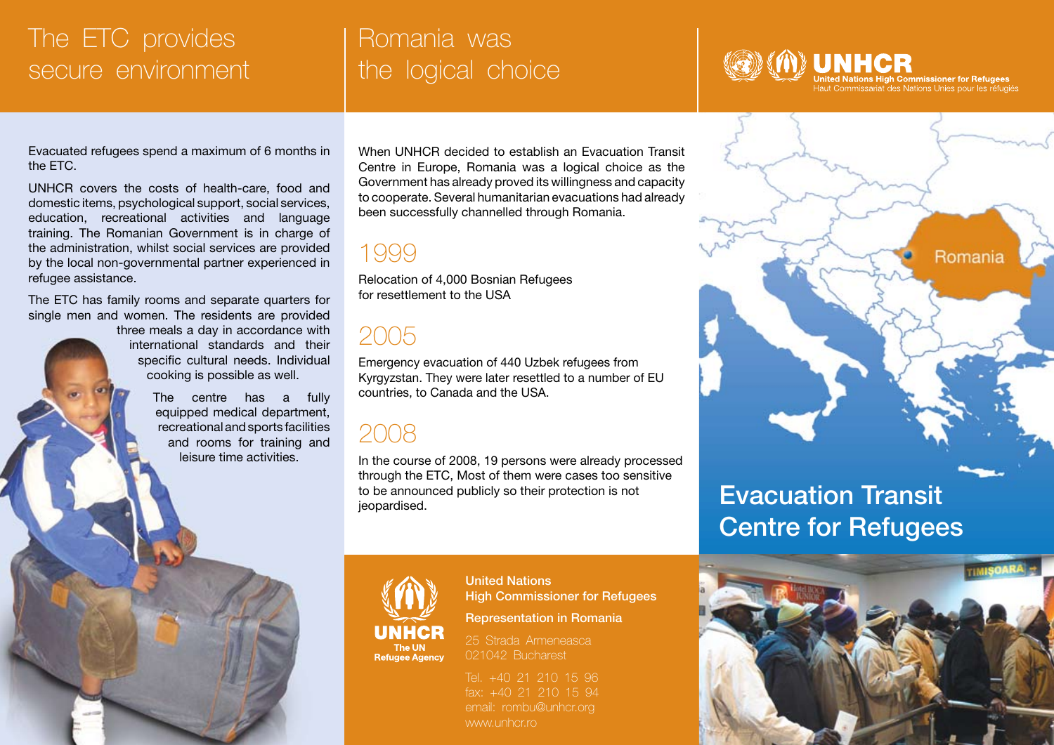## The ETC provides secure environment

Evacuated refugees spend a maximum of 6 months in the ETC.

UNHCR covers the costs of health-care, food and domestic items, psychological support, social services, education, recreational activities and language training. The Romanian Government is in charge of the administration, whilst social services are provided by the local non-governmental partner experienced in refugee assistance.

The ETC has family rooms and separate quarters for single men and women. The residents are provided three meals a day in accordance with international standards and their specific cultural needs. Individual cooking is possible as well.

The centre has a fully equipped medical department, recreational and sports facilities and rooms for training and leisure time activities.

## Romania was the logical choice

When UNHCR decided to establish an Evacuation Transit Centre in Europe, Romania was a logical choice as the Government has already proved its willingness and capacity to cooperate. Several humanitarian evacuations had already been successfully channelled through Romania.

### 1999

Relocation of 4,000 Bosnian Refugees for resettlement to the USA

### 2005

Emergency evacuation of 440 Uzbek refugees from Kyrgyzstan. They were later resettled to a number of EU countries, to Canada and the USA.

### 2008

In the course of 2008, 19 persons were already processed through the ETC, Most of them were cases too sensitive to be announced publicly so their protection is not jeopardised.

**UNHCR**
The UN Refugee Agency

**United Nations**
**High Commissioner for Refugees**

**Representation in Romania**

25 Strada Armeneasca
021042 Bucharest

Tel. +40 21 210 15 96
fax: +40 21 210 15 94
email: rombu@unhcr.org
www.unhcr.ro

**UNHCR**
United Nations High Commissioner for Refugees
Haut Commissariat des Nations Unies pour les réfugiés

Romania

# Evacuation Transit Centre for Refugees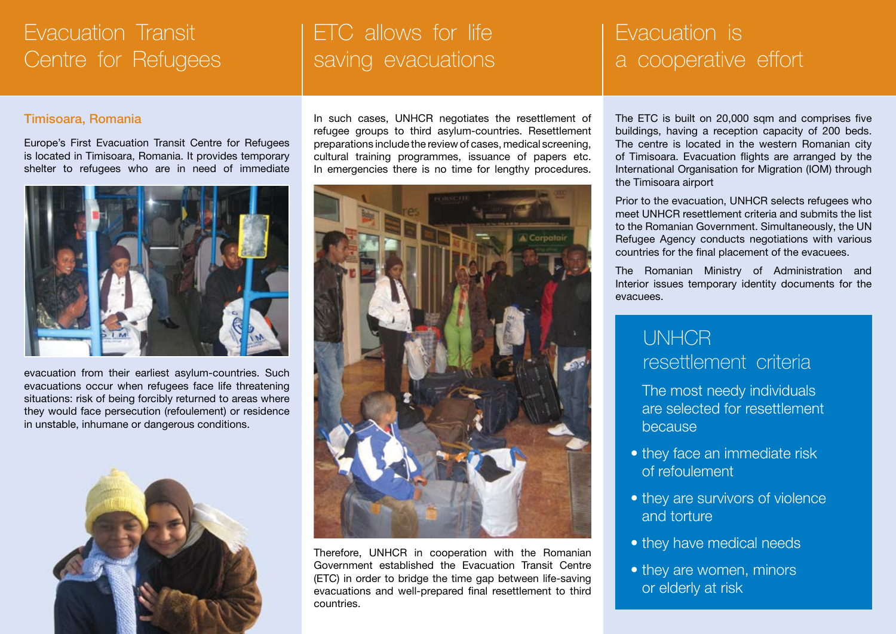# Evacuation Transit Centre for Refugees

## Timisoara, Romania

Europe's First Evacuation Transit Centre for Refugees is located in Timisoara, Romania. It provides temporary shelter to refugees who are in need of immediate evacuation from their earliest asylum-countries. Such evacuations occur when refugees face life threatening situations: risk of being forcibly returned to areas where they would face persecution (refoulement) or residence in unstable, inhumane or dangerous conditions.

# ETC allows for life saving evacuations

In such cases, UNHCR negotiates the resettlement of refugee groups to third asylum-countries. Resettlement preparations include the review of cases, medical screening, cultural training programmes, issuance of papers etc. In emergencies there is no time for lengthy procedures.

Therefore, UNHCR in cooperation with the Romanian Government established the Evacuation Transit Centre (ETC) in order to bridge the time gap between life-saving evacuations and well-prepared final resettlement to third countries.

# Evacuation is a cooperative effort

The ETC is built on 20,000 sqm and comprises five buildings, having a reception capacity of 200 beds. The centre is located in the western Romanian city of Timisoara. Evacuation flights are arranged by the International Organisation for Migration (IOM) through the Timisoara airport

Prior to the evacuation, UNHCR selects refugees who meet UNHCR resettlement criteria and submits the list to the Romanian Government. Simultaneously, the UN Refugee Agency conducts negotiations with various countries for the final placement of the evacuees.

The Romanian Ministry of Administration and Interior issues temporary identity documents for the evacuees.

## UNHCR resettlement criteria

The most needy individuals are selected for resettlement because

- they face an immediate risk of refoulement
- they are survivors of violence and torture
- they have medical needs
- they are women, minors or elderly at risk